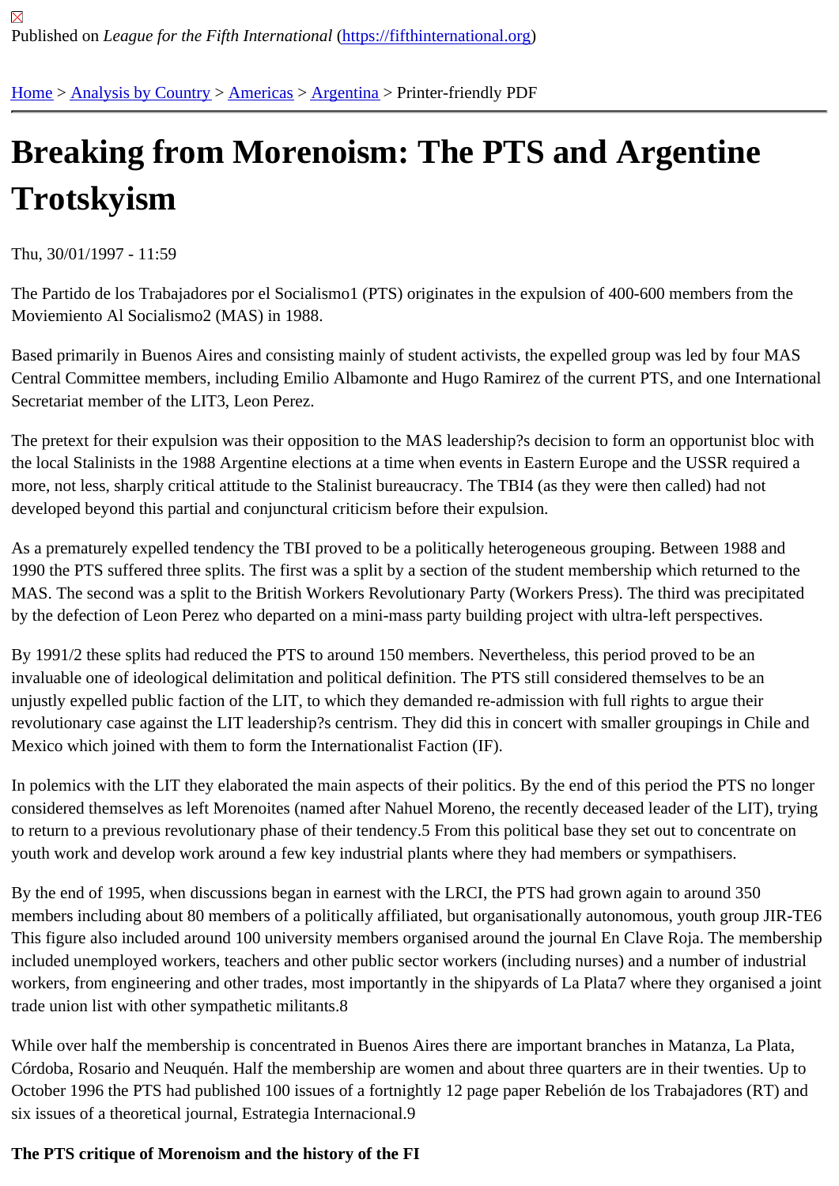Published on *League for the Fifth International* (https://fifthinternational.org)

Home > Analysis by Country > Americas > Argentina > Printer-friendly PDF

# Breaking from Morenoism: The PTS and Argentine Trotskyism

Thu, 30/01/1997 - 11:59

The Partido de los Trabajadores por el Socialismo1 (PTS) originates in the expulsion of 400-600 members from the Moviemiento Al Socialismo2 (MAS) in 1988.

Based primarily in Buenos Aires and consisting mainly of student activists, the expelled group was led by four MAS Central Committee members, including Emilio Albamonte and Hugo Ramirez of the current PTS, and one International Secretariat member of the LIT3, Leon Perez.

The pretext for their expulsion was their opposition to the MAS leadership?s decision to form an opportunist bloc with the local Stalinists in the 1988 Argentine elections at a time when events in Eastern Europe and the USSR required a more, not less, sharply critical attitude to the Stalinist bureaucracy. The TBI4 (as they were then called) had not developed beyond this partial and conjunctural criticism before their expulsion.

As a prematurely expelled tendency the TBI proved to be a politically heterogeneous grouping. Between 1988 and 1990 the PTS suffered three splits. The first was a split by a section of the student membership which returned to the MAS. The second was a split to the British Workers Revolutionary Party (Workers Press). The third was precipitated by the defection of Leon Perez who departed on a mini-mass party building project with ultra-left perspectives.

By 1991/2 these splits had reduced the PTS to around 150 members. Nevertheless, this period proved to be an invaluable one of ideological delimitation and political definition. The PTS still considered themselves to be an unjustly expelled public faction of the LIT, to which they demanded re-admission with full rights to argue their revolutionary case against the LIT leadership?s centrism. They did this in concert with smaller groupings in Chile and Mexico which joined with them to form the Internationalist Faction (IF).

In polemics with the LIT they elaborated the main aspects of their politics. By the end of this period the PTS no longer considered themselves as left Morenoites (named after Nahuel Moreno, the recently deceased leader of the LIT), trying to return to a previous revolutionary phase of their tendency.5 From this political base they set out to concentrate on youth work and develop work around a few key industrial plants where they had members or sympathisers.

By the end of 1995, when discussions began in earnest with the LRCI, the PTS had grown again to around 350 members including about 80 members of a politically affiliated, but organisationally autonomous, youth group JIR-TE6 This figure also included around 100 university members organised around the journal En Clave Roja. The membership included unemployed workers, teachers and other public sector workers (including nurses) and a number of industrial workers, from engineering and other trades, most importantly in the shipyards of La Plata7 where they organised a joint trade union list with other sympathetic militants.8

While over half the membership is concentrated in Buenos Aires there are important branches in Matanza, La Plata, Córdoba, Rosario and Neuquén. Half the membership are women and about three quarters are in their twenties. Up to October 1996 the PTS had published 100 issues of a fortnightly 12 page paper Rebelión de los Trabajadores (RT) and six issues of a theoretical journal, Estrategia Internacional.9

**The PTS critique of Morenoism and the history of the FI**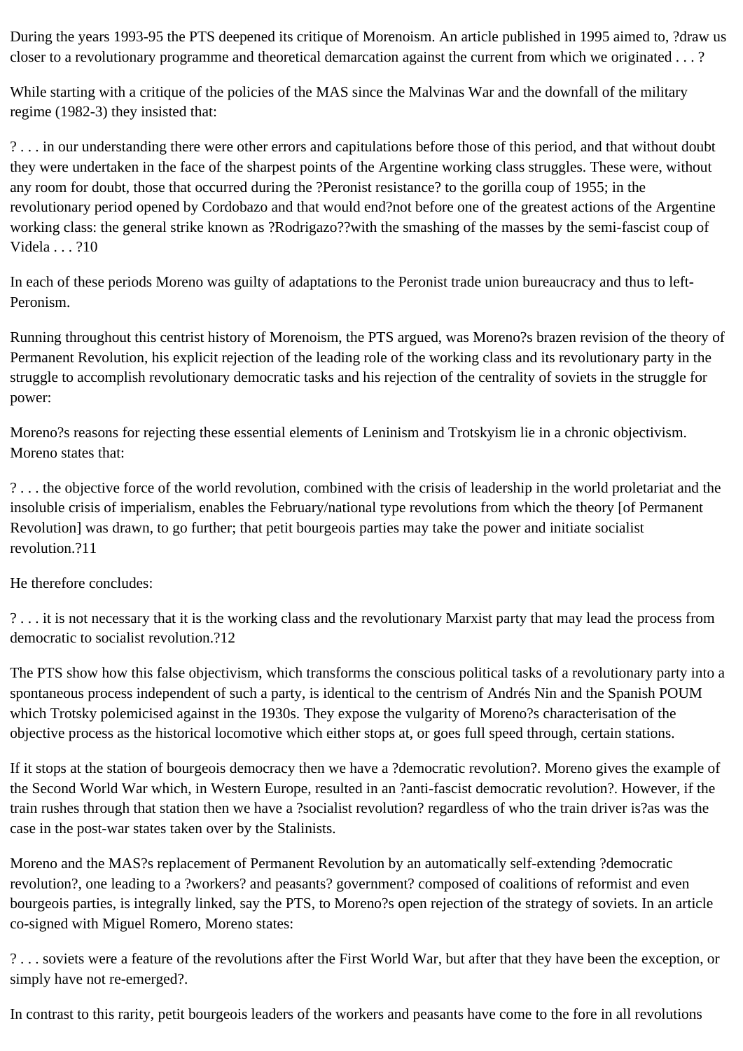During the years 1993-95 the PTS deepened its critique of Morenoism. An article published in 1995 aimed to, ?draw us closer to a revolutionary programme and theoretical demarcation against the current from which we originated . . . ?

While starting with a critique of the policies of the MAS since the Malvinas War and the downfall of the military regime (1982-3) they insisted that:

? . . . in our understanding there were other errors and capitulations before those of this period, and that without doubt they were undertaken in the face of the sharpest points of the Argentine working class struggles. These were, without any room for doubt, those that occurred during the ?Peronist resistance? to the gorilla coup of 1955; in the revolutionary period opened by Cordobazo and that would end?not before one of the greatest actions of the Argentine working class: the general strike known as ?Rodrigazo??with the smashing of the masses by the semi-fascist coup of Videla . . . ?10

In each of these periods Moreno was guilty of adaptations to the Peronist trade union bureaucracy and thus to left-Peronism.

Running throughout this centrist history of Morenoism, the PTS argued, was Moreno?s brazen revision of the theory of Permanent Revolution, his explicit rejection of the leading role of the working class and its revolutionary party in the struggle to accomplish revolutionary democratic tasks and his rejection of the centrality of soviets in the struggle for power:

Moreno?s reasons for rejecting these essential elements of Leninism and Trotskyism lie in a chronic objectivism. Moreno states that:

? . . . the objective force of the world revolution, combined with the crisis of leadership in the world proletariat and the insoluble crisis of imperialism, enables the February/national type revolutions from which the theory [of Permanent Revolution] was drawn, to go further; that petit bourgeois parties may take the power and initiate socialist revolution.?11

He therefore concludes:

? . . . it is not necessary that it is the working class and the revolutionary Marxist party that may lead the process from democratic to socialist revolution.?12

The PTS show how this false objectivism, which transforms the conscious political tasks of a revolutionary party into a spontaneous process independent of such a party, is identical to the centrism of Andrés Nin and the Spanish POUM which Trotsky polemicised against in the 1930s. They expose the vulgarity of Moreno?s characterisation of the objective process as the historical locomotive which either stops at, or goes full speed through, certain stations.

If it stops at the station of bourgeois democracy then we have a ?democratic revolution?. Moreno gives the example of the Second World War which, in Western Europe, resulted in an ?anti-fascist democratic revolution?. However, if the train rushes through that station then we have a ?socialist revolution? regardless of who the train driver is?as was the case in the post-war states taken over by the Stalinists.

Moreno and the MAS?s replacement of Permanent Revolution by an automatically self-extending ?democratic revolution?, one leading to a ?workers? and peasants? government? composed of coalitions of reformist and even bourgeois parties, is integrally linked, say the PTS, to Moreno?s open rejection of the strategy of soviets. In an article co-signed with Miguel Romero, Moreno states:

? . . . soviets were a feature of the revolutions after the First World War, but after that they have been the exception, or simply have not re-emerged?.

In contrast to this rarity, petit bourgeois leaders of the workers and peasants have come to the fore in all revolutions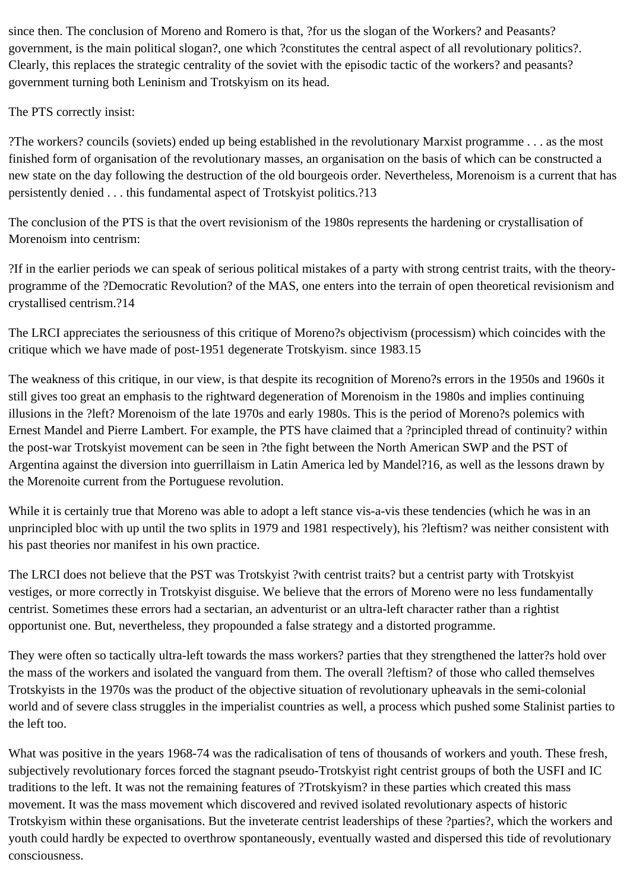since then. The conclusion of Moreno and Romero is that, ?for us the slogan of the Workers? and Peasants? government, is the main political slogan?, one which ?constitutes the central aspect of all revolutionary politics?. Clearly, this replaces the strategic centrality of the soviet with the episodic tactic of the workers? and peasants? government turning both Leninism and Trotskyism on its head.

The PTS correctly insist:

?The workers? councils (soviets) ended up being established in the revolutionary Marxist programme . . . as the most finished form of organisation of the revolutionary masses, an organisation on the basis of which can be constructed a new state on the day following the destruction of the old bourgeois order. Nevertheless, Morenoism is a current that has persistently denied . . . this fundamental aspect of Trotskyist politics.?13

The conclusion of the PTS is that the overt revisionism of the 1980s represents the hardening or crystallisation of Morenoism into centrism:

?If in the earlier periods we can speak of serious political mistakes of a party with strong centrist traits, with the theory-programme of the ?Democratic Revolution? of the MAS, one enters into the terrain of open theoretical revisionism and crystallised centrism.?14

The LRCI appreciates the seriousness of this critique of Moreno?s objectivism (processism) which coincides with the critique which we have made of post-1951 degenerate Trotskyism. since 1983.15

The weakness of this critique, in our view, is that despite its recognition of Moreno?s errors in the 1950s and 1960s it still gives too great an emphasis to the rightward degeneration of Morenoism in the 1980s and implies continuing illusions in the ?left? Morenoism of the late 1970s and early 1980s. This is the period of Moreno?s polemics with Ernest Mandel and Pierre Lambert. For example, the PTS have claimed that a ?principled thread of continuity? within the post-war Trotskyist movement can be seen in ?the fight between the North American SWP and the PST of Argentina against the diversion into guerrillaism in Latin America led by Mandel?16, as well as the lessons drawn by the Morenoite current from the Portuguese revolution.

While it is certainly true that Moreno was able to adopt a left stance vis-a-vis these tendencies (which he was in an unprincipled bloc with up until the two splits in 1979 and 1981 respectively), his ?leftism? was neither consistent with his past theories nor manifest in his own practice.

The LRCI does not believe that the PST was Trotskyist ?with centrist traits? but a centrist party with Trotskyist vestiges, or more correctly in Trotskyist disguise. We believe that the errors of Moreno were no less fundamentally centrist. Sometimes these errors had a sectarian, an adventurist or an ultra-left character rather than a rightist opportunist one. But, nevertheless, they propounded a false strategy and a distorted programme.

They were often so tactically ultra-left towards the mass workers? parties that they strengthened the latter?s hold over the mass of the workers and isolated the vanguard from them. The overall ?leftism? of those who called themselves Trotskyists in the 1970s was the product of the objective situation of revolutionary upheavals in the semi-colonial world and of severe class struggles in the imperialist countries as well, a process which pushed some Stalinist parties to the left too.

What was positive in the years 1968-74 was the radicalisation of tens of thousands of workers and youth. These fresh, subjectively revolutionary forces forced the stagnant pseudo-Trotskyist right centrist groups of both the USFI and IC traditions to the left. It was not the remaining features of ?Trotskyism? in these parties which created this mass movement. It was the mass movement which discovered and revived isolated revolutionary aspects of historic Trotskyism within these organisations. But the inveterate centrist leaderships of these ?parties?, which the workers and youth could hardly be expected to overthrow spontaneously, eventually wasted and dispersed this tide of revolutionary consciousness.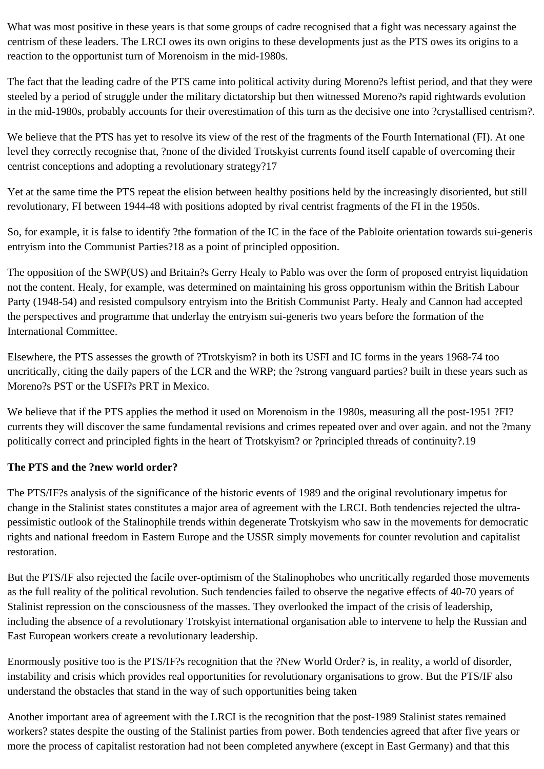What was most positive in these years is that some groups of cadre recognised that a fight was necessary against the centrism of these leaders. The LRCI owes its own origins to these developments just as the PTS owes its origins to a reaction to the opportunist turn of Morenoism in the mid-1980s.

The fact that the leading cadre of the PTS came into political activity during Moreno?s leftist period, and that they were steeled by a period of struggle under the military dictatorship but then witnessed Moreno?s rapid rightwards evolution in the mid-1980s, probably accounts for their overestimation of this turn as the decisive one into ?crystallised centrism?.

We believe that the PTS has yet to resolve its view of the rest of the fragments of the Fourth International (FI). At one level they correctly recognise that, ?none of the divided Trotskyist currents found itself capable of overcoming their centrist conceptions and adopting a revolutionary strategy?17

Yet at the same time the PTS repeat the elision between healthy positions held by the increasingly disoriented, but still revolutionary, FI between 1944-48 with positions adopted by rival centrist fragments of the FI in the 1950s.

So, for example, it is false to identify ?the formation of the IC in the face of the Pabloite orientation towards sui-generis entryism into the Communist Parties?18 as a point of principled opposition.

The opposition of the SWP(US) and Britain?s Gerry Healy to Pablo was over the form of proposed entryist liquidation not the content. Healy, for example, was determined on maintaining his gross opportunism within the British Labour Party (1948-54) and resisted compulsory entryism into the British Communist Party. Healy and Cannon had accepted the perspectives and programme that underlay the entryism sui-generis two years before the formation of the International Committee.

Elsewhere, the PTS assesses the growth of ?Trotskyism? in both its USFI and IC forms in the years 1968-74 too uncritically, citing the daily papers of the LCR and the WRP; the ?strong vanguard parties? built in these years such as Moreno?s PST or the USFI?s PRT in Mexico.

We believe that if the PTS applies the method it used on Morenoism in the 1980s, measuring all the post-1951 ?FI? currents they will discover the same fundamental revisions and crimes repeated over and over again. and not the ?many politically correct and principled fights in the heart of Trotskyism? or ?principled threads of continuity?.19

**The PTS and the ?new world order?**

The PTS/IF?s analysis of the significance of the historic events of 1989 and the original revolutionary impetus for change in the Stalinist states constitutes a major area of agreement with the LRCI. Both tendencies rejected the ultra-pessimistic outlook of the Stalinophile trends within degenerate Trotskyism who saw in the movements for democratic rights and national freedom in Eastern Europe and the USSR simply movements for counter revolution and capitalist restoration.

But the PTS/IF also rejected the facile over-optimism of the Stalinophobes who uncritically regarded those movements as the full reality of the political revolution. Such tendencies failed to observe the negative effects of 40-70 years of Stalinist repression on the consciousness of the masses. They overlooked the impact of the crisis of leadership, including the absence of a revolutionary Trotskyist international organisation able to intervene to help the Russian and East European workers create a revolutionary leadership.

Enormously positive too is the PTS/IF?s recognition that the ?New World Order? is, in reality, a world of disorder, instability and crisis which provides real opportunities for revolutionary organisations to grow. But the PTS/IF also understand the obstacles that stand in the way of such opportunities being taken

Another important area of agreement with the LRCI is the recognition that the post-1989 Stalinist states remained workers? states despite the ousting of the Stalinist parties from power. Both tendencies agreed that after five years or more the process of capitalist restoration had not been completed anywhere (except in East Germany) and that this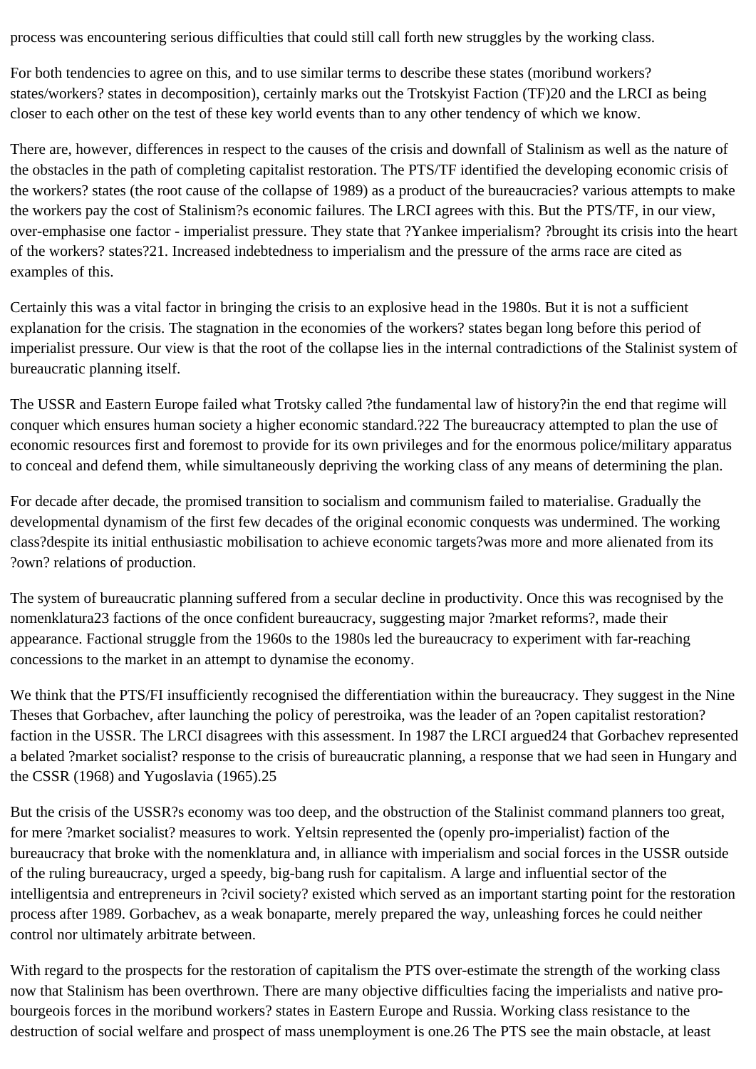process was encountering serious difficulties that could still call forth new struggles by the working class.

For both tendencies to agree on this, and to use similar terms to describe these states (moribund workers? states/workers? states in decomposition), certainly marks out the Trotskyist Faction (TF)20 and the LRCI as being closer to each other on the test of these key world events than to any other tendency of which we know.

There are, however, differences in respect to the causes of the crisis and downfall of Stalinism as well as the nature of the obstacles in the path of completing capitalist restoration. The PTS/TF identified the developing economic crisis of the workers? states (the root cause of the collapse of 1989) as a product of the bureaucracies? various attempts to make the workers pay the cost of Stalinism?s economic failures. The LRCI agrees with this. But the PTS/TF, in our view, over-emphasise one factor - imperialist pressure. They state that ?Yankee imperialism? ?brought its crisis into the heart of the workers? states?21. Increased indebtedness to imperialism and the pressure of the arms race are cited as examples of this.

Certainly this was a vital factor in bringing the crisis to an explosive head in the 1980s. But it is not a sufficient explanation for the crisis. The stagnation in the economies of the workers? states began long before this period of imperialist pressure. Our view is that the root of the collapse lies in the internal contradictions of the Stalinist system of bureaucratic planning itself.

The USSR and Eastern Europe failed what Trotsky called ?the fundamental law of history?in the end that regime will conquer which ensures human society a higher economic standard.?22 The bureaucracy attempted to plan the use of economic resources first and foremost to provide for its own privileges and for the enormous police/military apparatus to conceal and defend them, while simultaneously depriving the working class of any means of determining the plan.

For decade after decade, the promised transition to socialism and communism failed to materialise. Gradually the developmental dynamism of the first few decades of the original economic conquests was undermined. The working class?despite its initial enthusiastic mobilisation to achieve economic targets?was more and more alienated from its ?own? relations of production.

The system of bureaucratic planning suffered from a secular decline in productivity. Once this was recognised by the nomenklatura23 factions of the once confident bureaucracy, suggesting major ?market reforms?, made their appearance. Factional struggle from the 1960s to the 1980s led the bureaucracy to experiment with far-reaching concessions to the market in an attempt to dynamise the economy.

We think that the PTS/FI insufficiently recognised the differentiation within the bureaucracy. They suggest in the Nine Theses that Gorbachev, after launching the policy of perestroika, was the leader of an ?open capitalist restoration? faction in the USSR. The LRCI disagrees with this assessment. In 1987 the LRCI argued24 that Gorbachev represented a belated ?market socialist? response to the crisis of bureaucratic planning, a response that we had seen in Hungary and the CSSR (1968) and Yugoslavia (1965).25

But the crisis of the USSR?s economy was too deep, and the obstruction of the Stalinist command planners too great, for mere ?market socialist? measures to work. Yeltsin represented the (openly pro-imperialist) faction of the bureaucracy that broke with the nomenklatura and, in alliance with imperialism and social forces in the USSR outside of the ruling bureaucracy, urged a speedy, big-bang rush for capitalism. A large and influential sector of the intelligentsia and entrepreneurs in ?civil society? existed which served as an important starting point for the restoration process after 1989. Gorbachev, as a weak bonaparte, merely prepared the way, unleashing forces he could neither control nor ultimately arbitrate between.

With regard to the prospects for the restoration of capitalism the PTS over-estimate the strength of the working class now that Stalinism has been overthrown. There are many objective difficulties facing the imperialists and native pro-bourgeois forces in the moribund workers? states in Eastern Europe and Russia. Working class resistance to the destruction of social welfare and prospect of mass unemployment is one.26 The PTS see the main obstacle, at least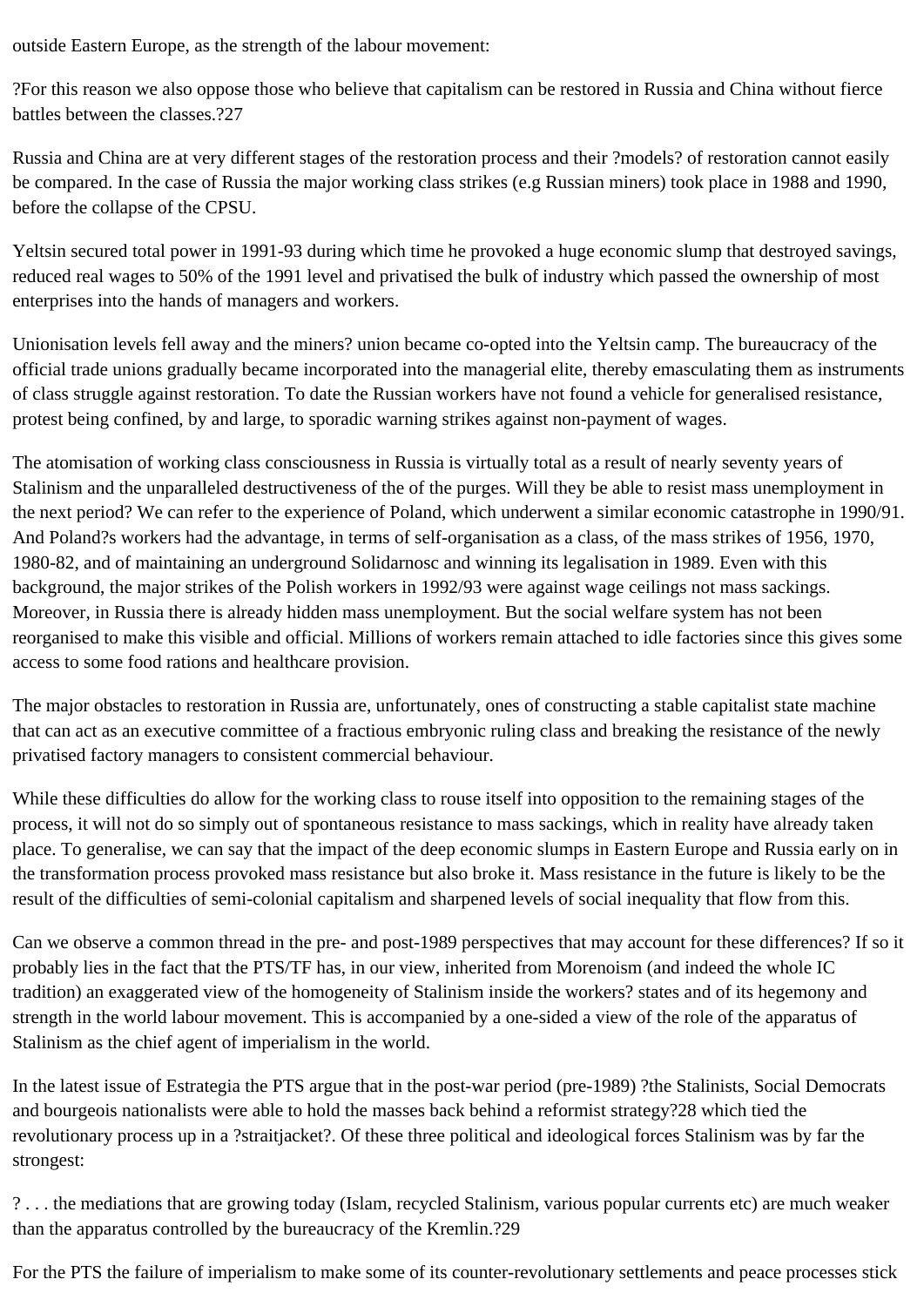outside Eastern Europe, as the strength of the labour movement:

?For this reason we also oppose those who believe that capitalism can be restored in Russia and China without fierce battles between the classes.?27

Russia and China are at very different stages of the restoration process and their ?models? of restoration cannot easily be compared. In the case of Russia the major working class strikes (e.g Russian miners) took place in 1988 and 1990, before the collapse of the CPSU.

Yeltsin secured total power in 1991-93 during which time he provoked a huge economic slump that destroyed savings, reduced real wages to 50% of the 1991 level and privatised the bulk of industry which passed the ownership of most enterprises into the hands of managers and workers.

Unionisation levels fell away and the miners? union became co-opted into the Yeltsin camp. The bureaucracy of the official trade unions gradually became incorporated into the managerial elite, thereby emasculating them as instruments of class struggle against restoration. To date the Russian workers have not found a vehicle for generalised resistance, protest being confined, by and large, to sporadic warning strikes against non-payment of wages.

The atomisation of working class consciousness in Russia is virtually total as a result of nearly seventy years of Stalinism and the unparalleled destructiveness of the of the purges. Will they be able to resist mass unemployment in the next period? We can refer to the experience of Poland, which underwent a similar economic catastrophe in 1990/91. And Poland?s workers had the advantage, in terms of self-organisation as a class, of the mass strikes of 1956, 1970, 1980-82, and of maintaining an underground Solidarnosc and winning its legalisation in 1989. Even with this background, the major strikes of the Polish workers in 1992/93 were against wage ceilings not mass sackings. Moreover, in Russia there is already hidden mass unemployment. But the social welfare system has not been reorganised to make this visible and official. Millions of workers remain attached to idle factories since this gives some access to some food rations and healthcare provision.

The major obstacles to restoration in Russia are, unfortunately, ones of constructing a stable capitalist state machine that can act as an executive committee of a fractious embryonic ruling class and breaking the resistance of the newly privatised factory managers to consistent commercial behaviour.

While these difficulties do allow for the working class to rouse itself into opposition to the remaining stages of the process, it will not do so simply out of spontaneous resistance to mass sackings, which in reality have already taken place. To generalise, we can say that the impact of the deep economic slumps in Eastern Europe and Russia early on in the transformation process provoked mass resistance but also broke it. Mass resistance in the future is likely to be the result of the difficulties of semi-colonial capitalism and sharpened levels of social inequality that flow from this.

Can we observe a common thread in the pre- and post-1989 perspectives that may account for these differences? If so it probably lies in the fact that the PTS/TF has, in our view, inherited from Morenoism (and indeed the whole IC tradition) an exaggerated view of the homogeneity of Stalinism inside the workers? states and of its hegemony and strength in the world labour movement. This is accompanied by a one-sided a view of the role of the apparatus of Stalinism as the chief agent of imperialism in the world.

In the latest issue of Estrategia the PTS argue that in the post-war period (pre-1989) ?the Stalinists, Social Democrats and bourgeois nationalists were able to hold the masses back behind a reformist strategy?28 which tied the revolutionary process up in a ?straitjacket?. Of these three political and ideological forces Stalinism was by far the strongest:

? . . . the mediations that are growing today (Islam, recycled Stalinism, various popular currents etc) are much weaker than the apparatus controlled by the bureaucracy of the Kremlin.?29

For the PTS the failure of imperialism to make some of its counter-revolutionary settlements and peace processes stick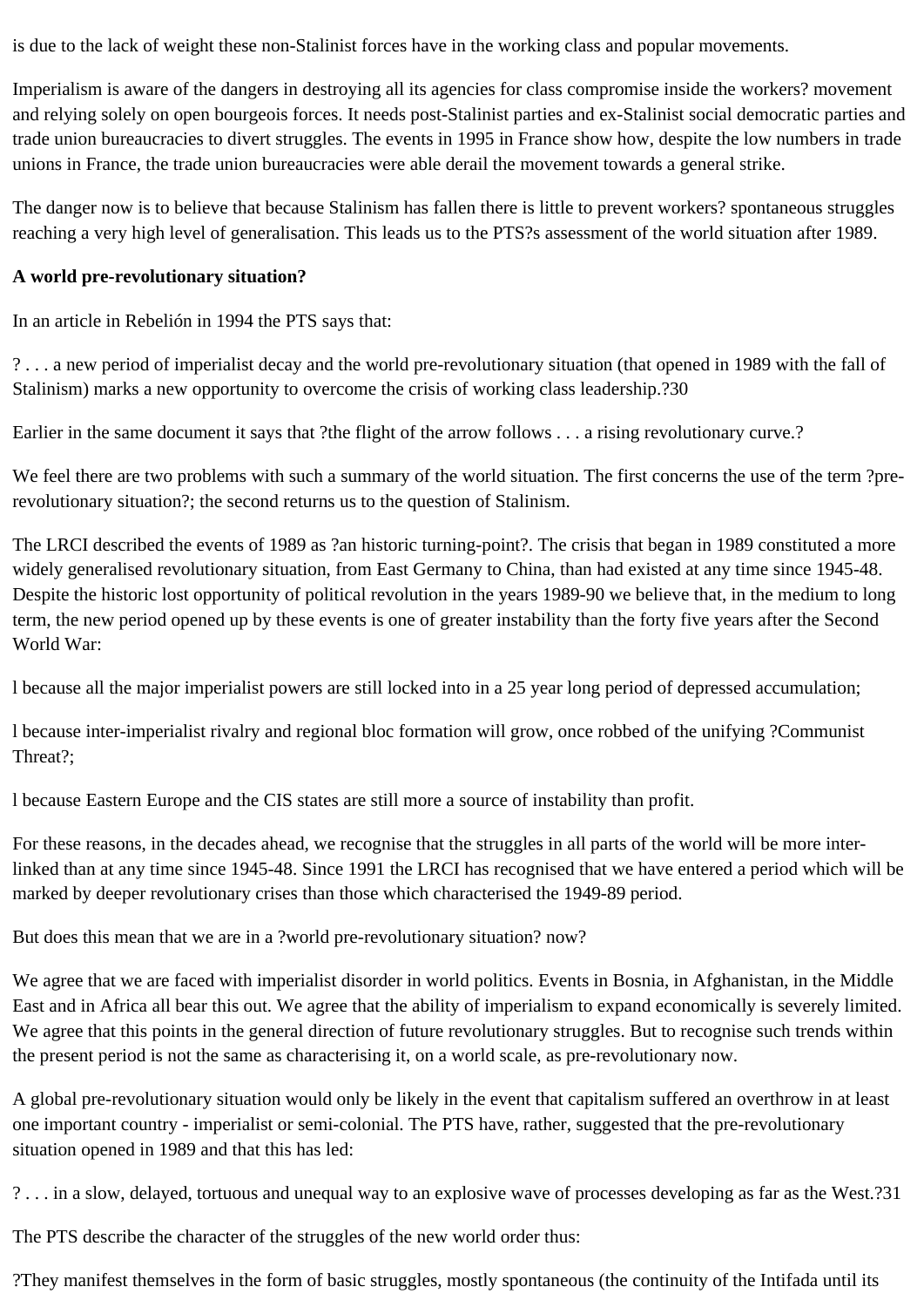is due to the lack of weight these non-Stalinist forces have in the working class and popular movements.

Imperialism is aware of the dangers in destroying all its agencies for class compromise inside the workers? movement and relying solely on open bourgeois forces. It needs post-Stalinist parties and ex-Stalinist social democratic parties and trade union bureaucracies to divert struggles. The events in 1995 in France show how, despite the low numbers in trade unions in France, the trade union bureaucracies were able derail the movement towards a general strike.

The danger now is to believe that because Stalinism has fallen there is little to prevent workers? spontaneous struggles reaching a very high level of generalisation. This leads us to the PTS?s assessment of the world situation after 1989.

**A world pre-revolutionary situation?**

In an article in Rebelión in 1994 the PTS says that:

? . . . a new period of imperialist decay and the world pre-revolutionary situation (that opened in 1989 with the fall of Stalinism) marks a new opportunity to overcome the crisis of working class leadership.?30

Earlier in the same document it says that ?the flight of the arrow follows . . . a rising revolutionary curve.?

We feel there are two problems with such a summary of the world situation. The first concerns the use of the term ?pre-revolutionary situation?; the second returns us to the question of Stalinism.

The LRCI described the events of 1989 as ?an historic turning-point?. The crisis that began in 1989 constituted a more widely generalised revolutionary situation, from East Germany to China, than had existed at any time since 1945-48. Despite the historic lost opportunity of political revolution in the years 1989-90 we believe that, in the medium to long term, the new period opened up by these events is one of greater instability than the forty five years after the Second World War:

l because all the major imperialist powers are still locked into in a 25 year long period of depressed accumulation;

l because inter-imperialist rivalry and regional bloc formation will grow, once robbed of the unifying ?Communist Threat?;

l because Eastern Europe and the CIS states are still more a source of instability than profit.

For these reasons, in the decades ahead, we recognise that the struggles in all parts of the world will be more inter-linked than at any time since 1945-48. Since 1991 the LRCI has recognised that we have entered a period which will be marked by deeper revolutionary crises than those which characterised the 1949-89 period.

But does this mean that we are in a ?world pre-revolutionary situation? now?

We agree that we are faced with imperialist disorder in world politics. Events in Bosnia, in Afghanistan, in the Middle East and in Africa all bear this out. We agree that the ability of imperialism to expand economically is severely limited. We agree that this points in the general direction of future revolutionary struggles. But to recognise such trends within the present period is not the same as characterising it, on a world scale, as pre-revolutionary now.

A global pre-revolutionary situation would only be likely in the event that capitalism suffered an overthrow in at least one important country - imperialist or semi-colonial. The PTS have, rather, suggested that the pre-revolutionary situation opened in 1989 and that this has led:

? . . . in a slow, delayed, tortuous and unequal way to an explosive wave of processes developing as far as the West.?31

The PTS describe the character of the struggles of the new world order thus:

?They manifest themselves in the form of basic struggles, mostly spontaneous (the continuity of the Intifada until its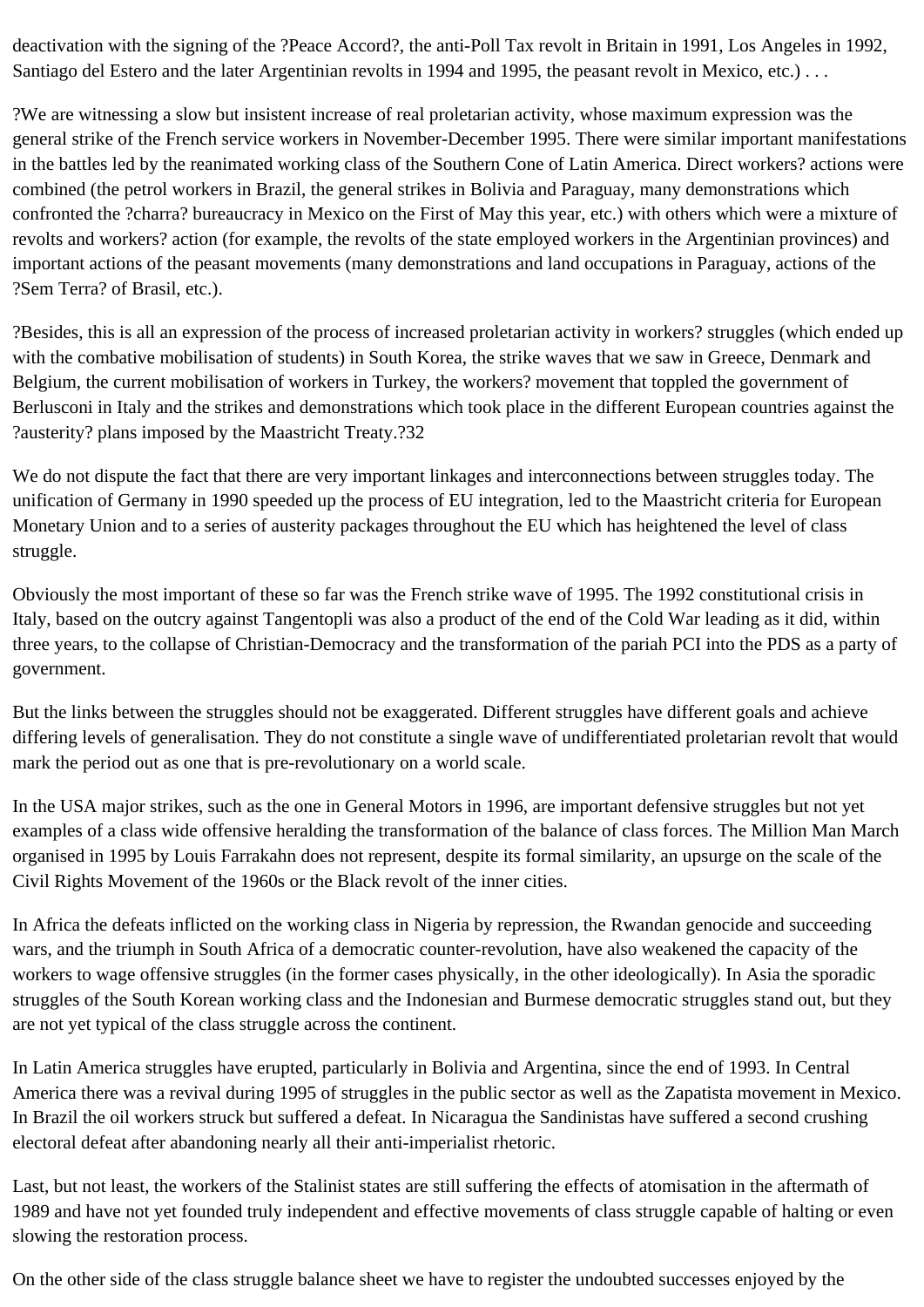deactivation with the signing of the ?Peace Accord?, the anti-Poll Tax revolt in Britain in 1991, Los Angeles in 1992, Santiago del Estero and the later Argentinian revolts in 1994 and 1995, the peasant revolt in Mexico, etc.) . . .

?We are witnessing a slow but insistent increase of real proletarian activity, whose maximum expression was the general strike of the French service workers in November-December 1995. There were similar important manifestations in the battles led by the reanimated working class of the Southern Cone of Latin America. Direct workers? actions were combined (the petrol workers in Brazil, the general strikes in Bolivia and Paraguay, many demonstrations which confronted the ?charra? bureaucracy in Mexico on the First of May this year, etc.) with others which were a mixture of revolts and workers? action (for example, the revolts of the state employed workers in the Argentinian provinces) and important actions of the peasant movements (many demonstrations and land occupations in Paraguay, actions of the ?Sem Terra? of Brasil, etc.).

?Besides, this is all an expression of the process of increased proletarian activity in workers? struggles (which ended up with the combative mobilisation of students) in South Korea, the strike waves that we saw in Greece, Denmark and Belgium, the current mobilisation of workers in Turkey, the workers? movement that toppled the government of Berlusconi in Italy and the strikes and demonstrations which took place in the different European countries against the ?austerity? plans imposed by the Maastricht Treaty.?32

We do not dispute the fact that there are very important linkages and interconnections between struggles today. The unification of Germany in 1990 speeded up the process of EU integration, led to the Maastricht criteria for European Monetary Union and to a series of austerity packages throughout the EU which has heightened the level of class struggle.

Obviously the most important of these so far was the French strike wave of 1995. The 1992 constitutional crisis in Italy, based on the outcry against Tangentopli was also a product of the end of the Cold War leading as it did, within three years, to the collapse of Christian-Democracy and the transformation of the pariah PCI into the PDS as a party of government.

But the links between the struggles should not be exaggerated. Different struggles have different goals and achieve differing levels of generalisation. They do not constitute a single wave of undifferentiated proletarian revolt that would mark the period out as one that is pre-revolutionary on a world scale.

In the USA major strikes, such as the one in General Motors in 1996, are important defensive struggles but not yet examples of a class wide offensive heralding the transformation of the balance of class forces. The Million Man March organised in 1995 by Louis Farrakahn does not represent, despite its formal similarity, an upsurge on the scale of the Civil Rights Movement of the 1960s or the Black revolt of the inner cities.

In Africa the defeats inflicted on the working class in Nigeria by repression, the Rwandan genocide and succeeding wars, and the triumph in South Africa of a democratic counter-revolution, have also weakened the capacity of the workers to wage offensive struggles (in the former cases physically, in the other ideologically). In Asia the sporadic struggles of the South Korean working class and the Indonesian and Burmese democratic struggles stand out, but they are not yet typical of the class struggle across the continent.

In Latin America struggles have erupted, particularly in Bolivia and Argentina, since the end of 1993. In Central America there was a revival during 1995 of struggles in the public sector as well as the Zapatista movement in Mexico. In Brazil the oil workers struck but suffered a defeat. In Nicaragua the Sandinistas have suffered a second crushing electoral defeat after abandoning nearly all their anti-imperialist rhetoric.

Last, but not least, the workers of the Stalinist states are still suffering the effects of atomisation in the aftermath of 1989 and have not yet founded truly independent and effective movements of class struggle capable of halting or even slowing the restoration process.

On the other side of the class struggle balance sheet we have to register the undoubted successes enjoyed by the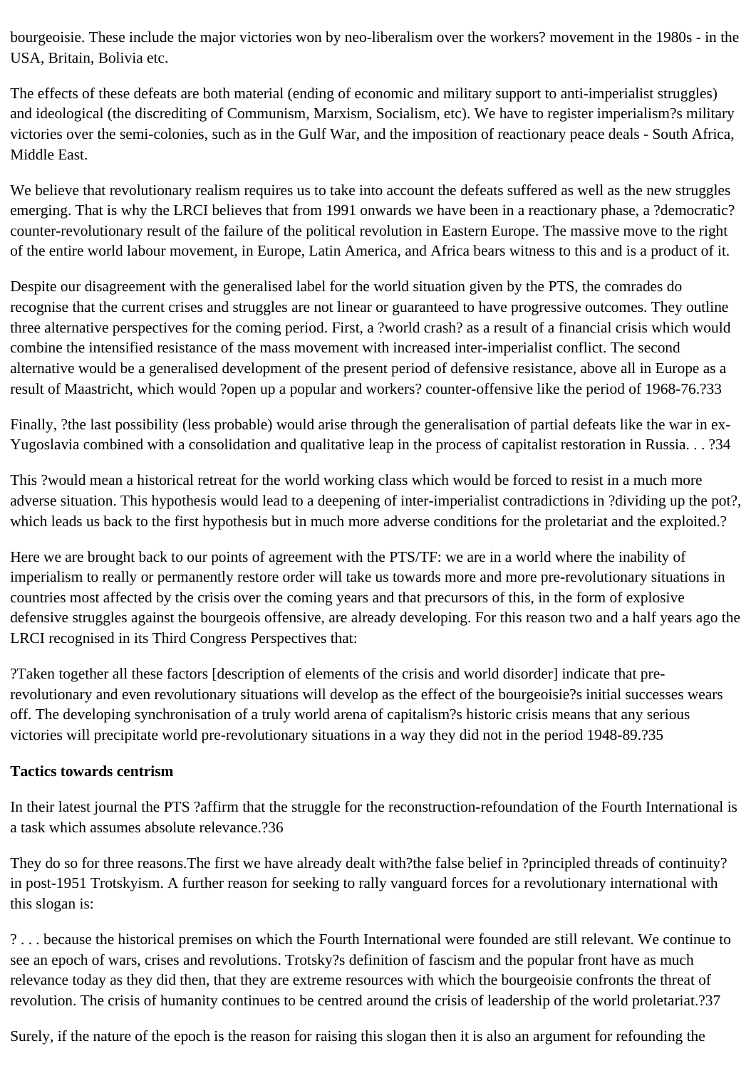bourgeoisie. These include the major victories won by neo-liberalism over the workers? movement in the 1980s - in the USA, Britain, Bolivia etc.

The effects of these defeats are both material (ending of economic and military support to anti-imperialist struggles) and ideological (the discrediting of Communism, Marxism, Socialism, etc). We have to register imperialism?s military victories over the semi-colonies, such as in the Gulf War, and the imposition of reactionary peace deals - South Africa, Middle East.

We believe that revolutionary realism requires us to take into account the defeats suffered as well as the new struggles emerging. That is why the LRCI believes that from 1991 onwards we have been in a reactionary phase, a ?democratic? counter-revolutionary result of the failure of the political revolution in Eastern Europe. The massive move to the right of the entire world labour movement, in Europe, Latin America, and Africa bears witness to this and is a product of it.

Despite our disagreement with the generalised label for the world situation given by the PTS, the comrades do recognise that the current crises and struggles are not linear or guaranteed to have progressive outcomes. They outline three alternative perspectives for the coming period. First, a ?world crash? as a result of a financial crisis which would combine the intensified resistance of the mass movement with increased inter-imperialist conflict. The second alternative would be a generalised development of the present period of defensive resistance, above all in Europe as a result of Maastricht, which would ?open up a popular and workers? counter-offensive like the period of 1968-76.?33

Finally, ?the last possibility (less probable) would arise through the generalisation of partial defeats like the war in ex-Yugoslavia combined with a consolidation and qualitative leap in the process of capitalist restoration in Russia. . . ?34

This ?would mean a historical retreat for the world working class which would be forced to resist in a much more adverse situation. This hypothesis would lead to a deepening of inter-imperialist contradictions in ?dividing up the pot?, which leads us back to the first hypothesis but in much more adverse conditions for the proletariat and the exploited.?

Here we are brought back to our points of agreement with the PTS/TF: we are in a world where the inability of imperialism to really or permanently restore order will take us towards more and more pre-revolutionary situations in countries most affected by the crisis over the coming years and that precursors of this, in the form of explosive defensive struggles against the bourgeois offensive, are already developing. For this reason two and a half years ago the LRCI recognised in its Third Congress Perspectives that:

?Taken together all these factors [description of elements of the crisis and world disorder] indicate that pre-revolutionary and even revolutionary situations will develop as the effect of the bourgeoisie?s initial successes wears off. The developing synchronisation of a truly world arena of capitalism?s historic crisis means that any serious victories will precipitate world pre-revolutionary situations in a way they did not in the period 1948-89.?35

**Tactics towards centrism**

In their latest journal the PTS ?affirm that the struggle for the reconstruction-refoundation of the Fourth International is a task which assumes absolute relevance.?36

They do so for three reasons.The first we have already dealt with?the false belief in ?principled threads of continuity? in post-1951 Trotskyism. A further reason for seeking to rally vanguard forces for a revolutionary international with this slogan is:

? . . . because the historical premises on which the Fourth International were founded are still relevant. We continue to see an epoch of wars, crises and revolutions. Trotsky?s definition of fascism and the popular front have as much relevance today as they did then, that they are extreme resources with which the bourgeoisie confronts the threat of revolution. The crisis of humanity continues to be centred around the crisis of leadership of the world proletariat.?37

Surely, if the nature of the epoch is the reason for raising this slogan then it is also an argument for refounding the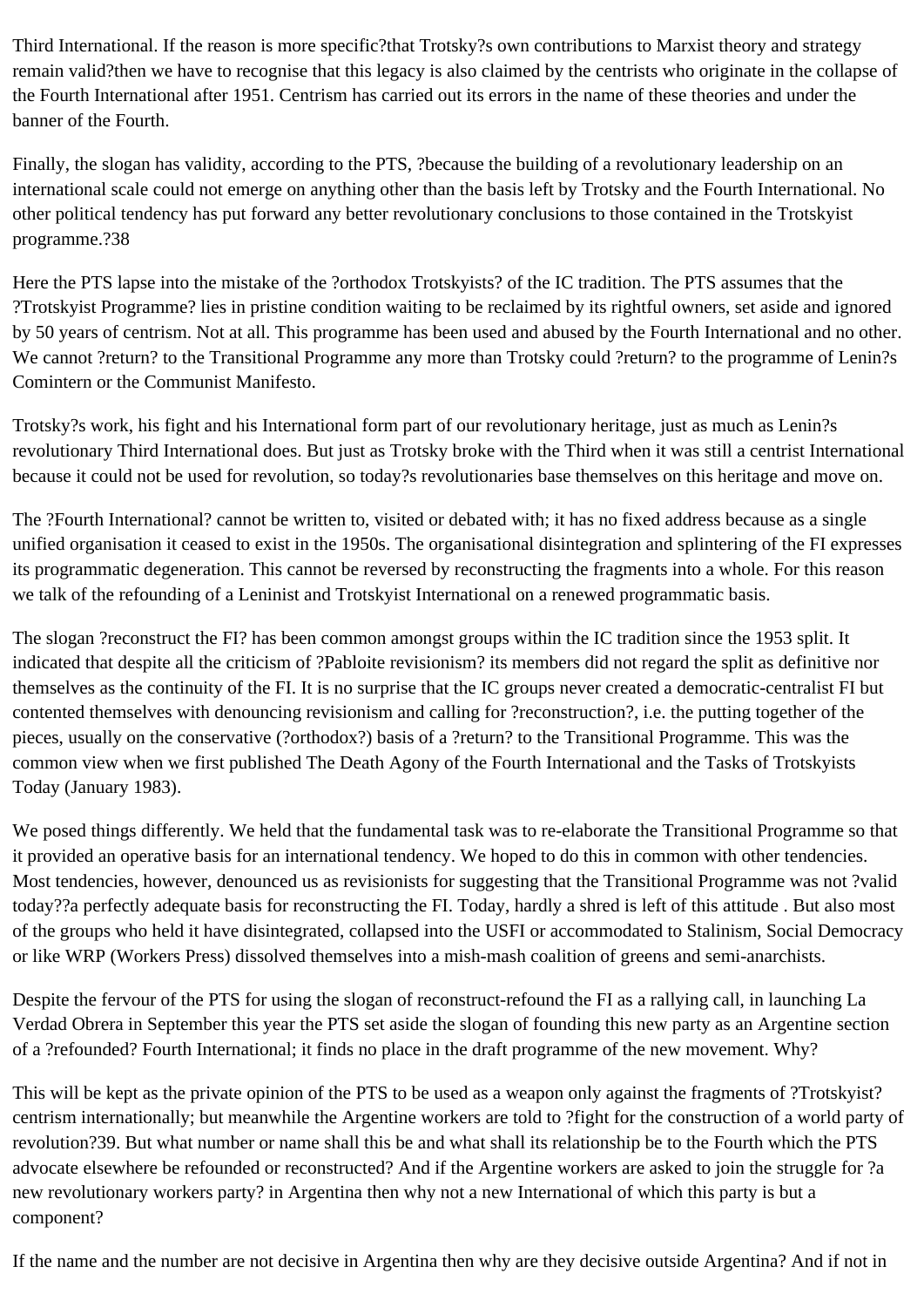Third International. If the reason is more specific?that Trotsky?s own contributions to Marxist theory and strategy remain valid?then we have to recognise that this legacy is also claimed by the centrists who originate in the collapse of the Fourth International after 1951. Centrism has carried out its errors in the name of these theories and under the banner of the Fourth.

Finally, the slogan has validity, according to the PTS, ?because the building of a revolutionary leadership on an international scale could not emerge on anything other than the basis left by Trotsky and the Fourth International. No other political tendency has put forward any better revolutionary conclusions to those contained in the Trotskyist programme.?38

Here the PTS lapse into the mistake of the ?orthodox Trotskyists? of the IC tradition. The PTS assumes that the ?Trotskyist Programme? lies in pristine condition waiting to be reclaimed by its rightful owners, set aside and ignored by 50 years of centrism. Not at all. This programme has been used and abused by the Fourth International and no other. We cannot ?return? to the Transitional Programme any more than Trotsky could ?return? to the programme of Lenin?s Comintern or the Communist Manifesto.

Trotsky?s work, his fight and his International form part of our revolutionary heritage, just as much as Lenin?s revolutionary Third International does. But just as Trotsky broke with the Third when it was still a centrist International because it could not be used for revolution, so today?s revolutionaries base themselves on this heritage and move on.

The ?Fourth International? cannot be written to, visited or debated with; it has no fixed address because as a single unified organisation it ceased to exist in the 1950s. The organisational disintegration and splintering of the FI expresses its programmatic degeneration. This cannot be reversed by reconstructing the fragments into a whole. For this reason we talk of the refounding of a Leninist and Trotskyist International on a renewed programmatic basis.

The slogan ?reconstruct the FI? has been common amongst groups within the IC tradition since the 1953 split. It indicated that despite all the criticism of ?Pabloite revisionism? its members did not regard the split as definitive nor themselves as the continuity of the FI. It is no surprise that the IC groups never created a democratic-centralist FI but contented themselves with denouncing revisionism and calling for ?reconstruction?, i.e. the putting together of the pieces, usually on the conservative (?orthodox?) basis of a ?return? to the Transitional Programme. This was the common view when we first published The Death Agony of the Fourth International and the Tasks of Trotskyists Today (January 1983).

We posed things differently. We held that the fundamental task was to re-elaborate the Transitional Programme so that it provided an operative basis for an international tendency. We hoped to do this in common with other tendencies. Most tendencies, however, denounced us as revisionists for suggesting that the Transitional Programme was not ?valid today??a perfectly adequate basis for reconstructing the FI. Today, hardly a shred is left of this attitude . But also most of the groups who held it have disintegrated, collapsed into the USFI or accommodated to Stalinism, Social Democracy or like WRP (Workers Press) dissolved themselves into a mish-mash coalition of greens and semi-anarchists.

Despite the fervour of the PTS for using the slogan of reconstruct-refound the FI as a rallying call, in launching La Verdad Obrera in September this year the PTS set aside the slogan of founding this new party as an Argentine section of a ?refounded? Fourth International; it finds no place in the draft programme of the new movement. Why?

This will be kept as the private opinion of the PTS to be used as a weapon only against the fragments of ?Trotskyist? centrism internationally; but meanwhile the Argentine workers are told to ?fight for the construction of a world party of revolution?39. But what number or name shall this be and what shall its relationship be to the Fourth which the PTS advocate elsewhere be refounded or reconstructed? And if the Argentine workers are asked to join the struggle for ?a new revolutionary workers party? in Argentina then why not a new International of which this party is but a component?

If the name and the number are not decisive in Argentina then why are they decisive outside Argentina? And if not in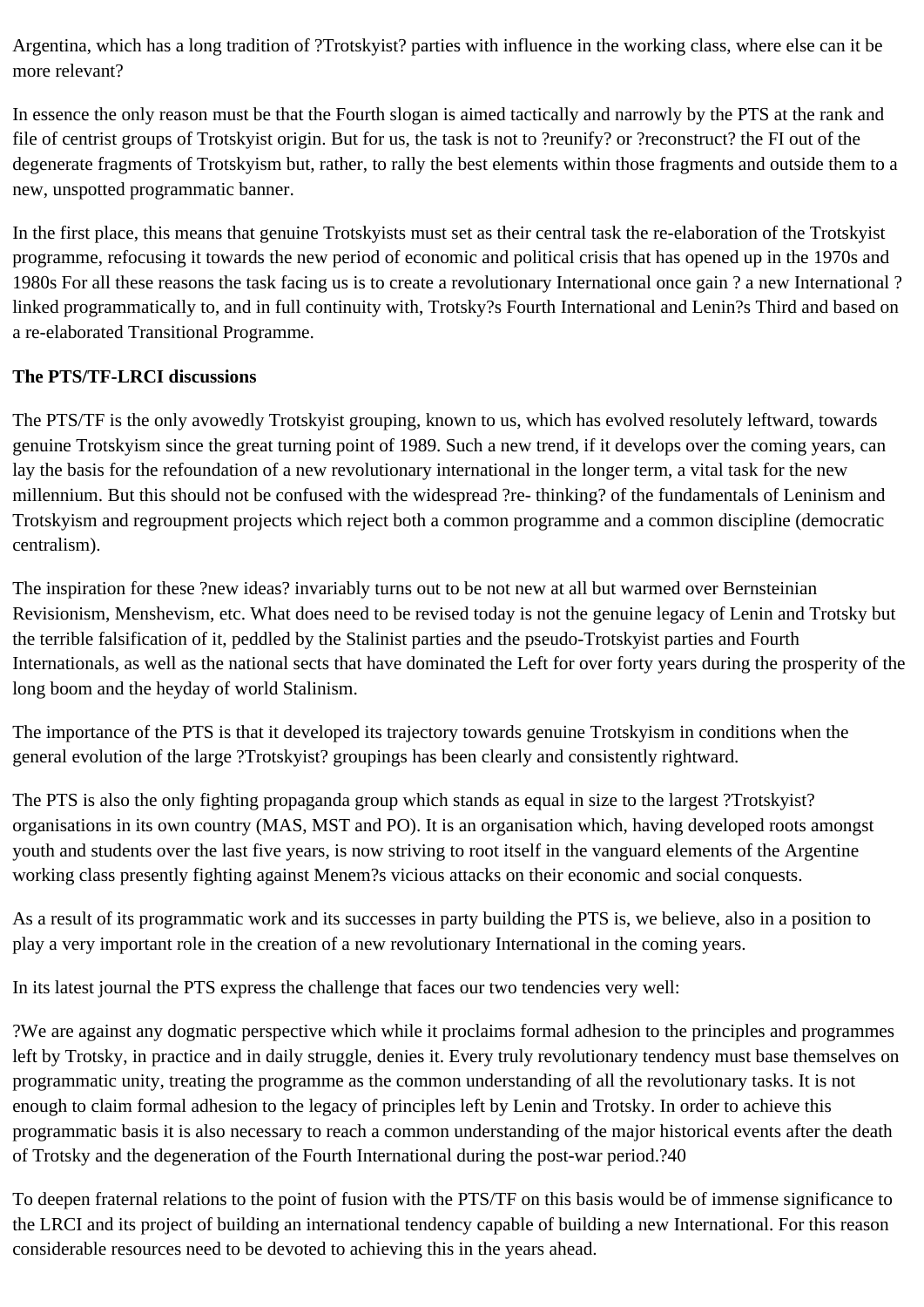Argentina, which has a long tradition of ?Trotskyist? parties with influence in the working class, where else can it be more relevant?

In essence the only reason must be that the Fourth slogan is aimed tactically and narrowly by the PTS at the rank and file of centrist groups of Trotskyist origin. But for us, the task is not to ?reunify? or ?reconstruct? the FI out of the degenerate fragments of Trotskyism but, rather, to rally the best elements within those fragments and outside them to a new, unspotted programmatic banner.

In the first place, this means that genuine Trotskyists must set as their central task the re-elaboration of the Trotskyist programme, refocusing it towards the new period of economic and political crisis that has opened up in the 1970s and 1980s For all these reasons the task facing us is to create a revolutionary International once gain ? a new International ? linked programmatically to, and in full continuity with, Trotsky?s Fourth International and Lenin?s Third and based on a re-elaborated Transitional Programme.

**The PTS/TF-LRCI discussions**

The PTS/TF is the only avowedly Trotskyist grouping, known to us, which has evolved resolutely leftward, towards genuine Trotskyism since the great turning point of 1989. Such a new trend, if it develops over the coming years, can lay the basis for the refoundation of a new revolutionary international in the longer term, a vital task for the new millennium. But this should not be confused with the widespread ?re- thinking? of the fundamentals of Leninism and Trotskyism and regroupment projects which reject both a common programme and a common discipline (democratic centralism).

The inspiration for these ?new ideas? invariably turns out to be not new at all but warmed over Bernsteinian Revisionism, Menshevism, etc. What does need to be revised today is not the genuine legacy of Lenin and Trotsky but the terrible falsification of it, peddled by the Stalinist parties and the pseudo-Trotskyist parties and Fourth Internationals, as well as the national sects that have dominated the Left for over forty years during the prosperity of the long boom and the heyday of world Stalinism.

The importance of the PTS is that it developed its trajectory towards genuine Trotskyism in conditions when the general evolution of the large ?Trotskyist? groupings has been clearly and consistently rightward.

The PTS is also the only fighting propaganda group which stands as equal in size to the largest ?Trotskyist? organisations in its own country (MAS, MST and PO). It is an organisation which, having developed roots amongst youth and students over the last five years, is now striving to root itself in the vanguard elements of the Argentine working class presently fighting against Menem?s vicious attacks on their economic and social conquests.

As a result of its programmatic work and its successes in party building the PTS is, we believe, also in a position to play a very important role in the creation of a new revolutionary International in the coming years.

In its latest journal the PTS express the challenge that faces our two tendencies very well:

?We are against any dogmatic perspective which while it proclaims formal adhesion to the principles and programmes left by Trotsky, in practice and in daily struggle, denies it. Every truly revolutionary tendency must base themselves on programmatic unity, treating the programme as the common understanding of all the revolutionary tasks. It is not enough to claim formal adhesion to the legacy of principles left by Lenin and Trotsky. In order to achieve this programmatic basis it is also necessary to reach a common understanding of the major historical events after the death of Trotsky and the degeneration of the Fourth International during the post-war period.?40

To deepen fraternal relations to the point of fusion with the PTS/TF on this basis would be of immense significance to the LRCI and its project of building an international tendency capable of building a new International. For this reason considerable resources need to be devoted to achieving this in the years ahead.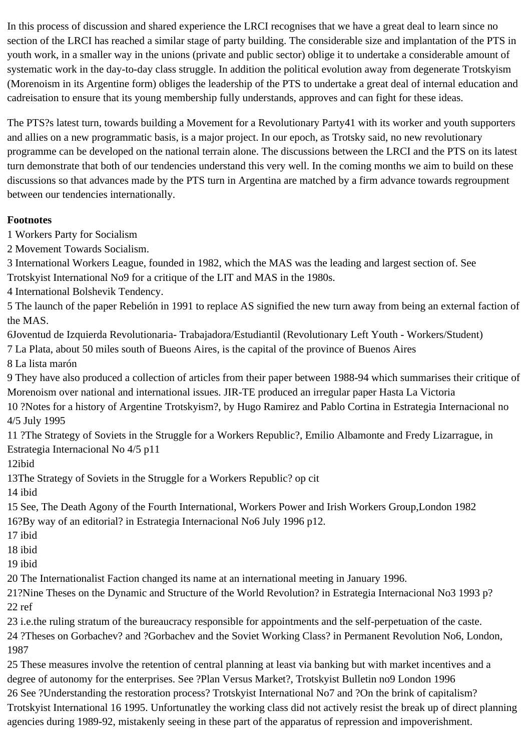In this process of discussion and shared experience the LRCI recognises that we have a great deal to learn since no section of the LRCI has reached a similar stage of party building. The considerable size and implantation of the PTS in youth work, in a smaller way in the unions (private and public sector) oblige it to undertake a considerable amount of systematic work in the day-to-day class struggle. In addition the political evolution away from degenerate Trotskyism (Morenoism in its Argentine form) obliges the leadership of the PTS to undertake a great deal of internal education and cadreisation to ensure that its young membership fully understands, approves and can fight for these ideas.

The PTS?s latest turn, towards building a Movement for a Revolutionary Party41 with its worker and youth supporters and allies on a new programmatic basis, is a major project. In our epoch, as Trotsky said, no new revolutionary programme can be developed on the national terrain alone. The discussions between the LRCI and the PTS on its latest turn demonstrate that both of our tendencies understand this very well. In the coming months we aim to build on these discussions so that advances made by the PTS turn in Argentina are matched by a firm advance towards regroupment between our tendencies internationally.

**Footnotes**

1 Workers Party for Socialism
2 Movement Towards Socialism.
3 International Workers League, founded in 1982, which the MAS was the leading and largest section of. See Trotskyist International No9 for a critique of the LIT and MAS in the 1980s.
4 International Bolshevik Tendency.
5 The launch of the paper Rebelión in 1991 to replace AS signified the new turn away from being an external faction of the MAS.
6Joventud de Izquierda Revolutionaria- Trabajadora/Estudiantil (Revolutionary Left Youth - Workers/Student)
7 La Plata, about 50 miles south of Bueons Aires, is the capital of the province of Buenos Aires
8 La lista marón
9 They have also produced a collection of articles from their paper between 1988-94 which summarises their critique of Morenoism over national and international issues. JIR-TE produced an irregular paper Hasta La Victoria
10 ?Notes for a history of Argentine Trotskyism?, by Hugo Ramirez and Pablo Cortina in Estrategia Internacional no 4/5 July 1995
11 ?The Strategy of Soviets in the Struggle for a Workers Republic?, Emilio Albamonte and Fredy Lizarrague, in Estrategia Internacional No 4/5 p11
12ibid
13The Strategy of Soviets in the Struggle for a Workers Republic? op cit
14 ibid
15 See, The Death Agony of the Fourth International, Workers Power and Irish Workers Group,London 1982
16?By way of an editorial? in Estrategia Internacional No6 July 1996 p12.
17 ibid
18 ibid
19 ibid
20 The Internationalist Faction changed its name at an international meeting in January 1996.
21?Nine Theses on the Dynamic and Structure of the World Revolution? in Estrategia Internacional No3 1993 p?
22 ref
23 i.e.the ruling stratum of the bureaucracy responsible for appointments and the self-perpetuation of the caste.
24 ?Theses on Gorbachev? and ?Gorbachev and the Soviet Working Class? in Permanent Revolution No6, London, 1987
25 These measures involve the retention of central planning at least via banking but with market incentives and a degree of autonomy for the enterprises. See ?Plan Versus Market?, Trotskyist Bulletin no9 London 1996
26 See ?Understanding the restoration process? Trotskyist International No7 and ?On the brink of capitalism? Trotskyist International 16 1995. Unfortunatley the working class did not actively resist the break up of direct planning agencies during 1989-92, mistakenly seeing in these part of the apparatus of repression and impoverishment.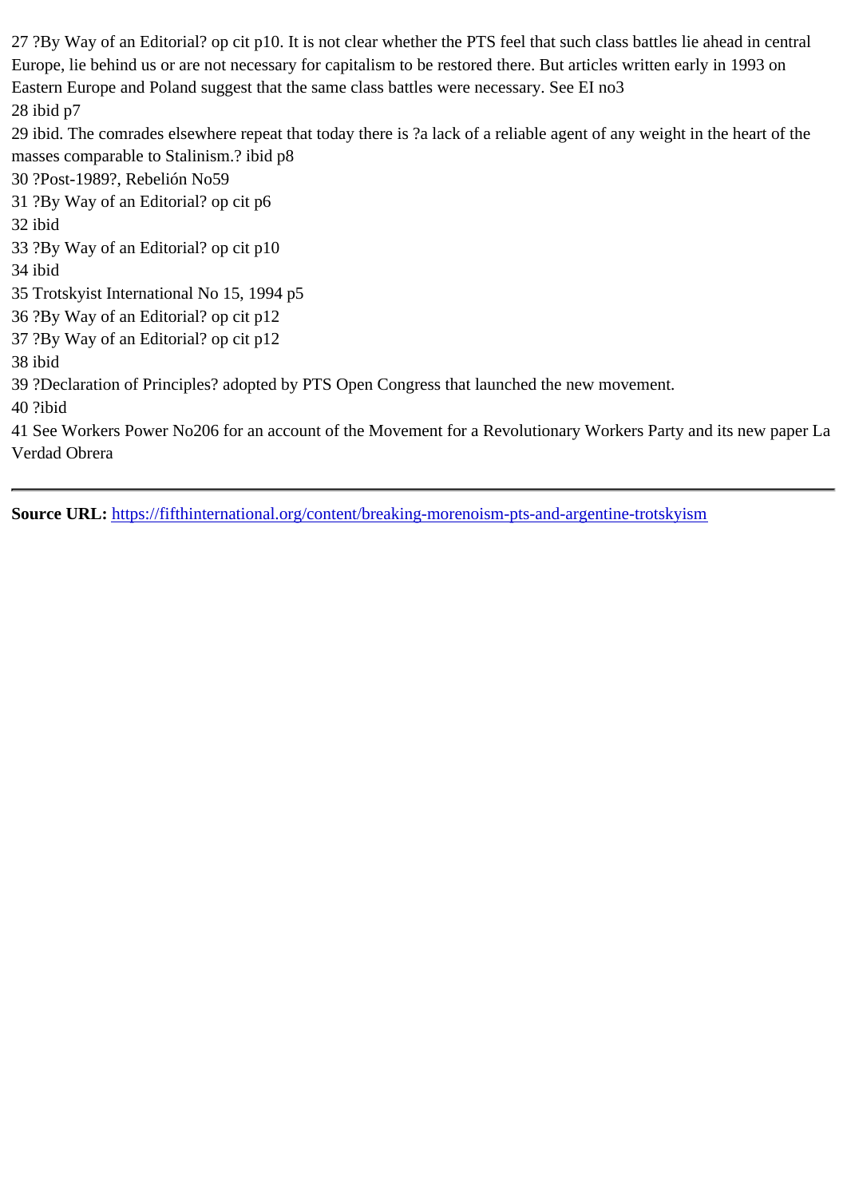27 ?By Way of an Editorial? op cit p10. It is not clear whether the PTS feel that such class battles lie ahead in central Europe, lie behind us or are not necessary for capitalism to be restored there. But articles written early in 1993 on Eastern Europe and Poland suggest that the same class battles were necessary. See EI no3

28 ibid p7

29 ibid. The comrades elsewhere repeat that today there is ?a lack of a reliable agent of any weight in the heart of the masses comparable to Stalinism.? ibid p8

30 ?Post-1989?, Rebelión No59

31 ?By Way of an Editorial? op cit p6

32 ibid

33 ?By Way of an Editorial? op cit p10

34 ibid

35 Trotskyist International No 15, 1994 p5

36 ?By Way of an Editorial? op cit p12

37 ?By Way of an Editorial? op cit p12

38 ibid

39 ?Declaration of Principles? adopted by PTS Open Congress that launched the new movement.

40 ?ibid

41 See Workers Power No206 for an account of the Movement for a Revolutionary Workers Party and its new paper La Verdad Obrera

---

**Source URL:** https://fifthinternational.org/content/breaking-morenoism-pts-and-argentine-trotskyism